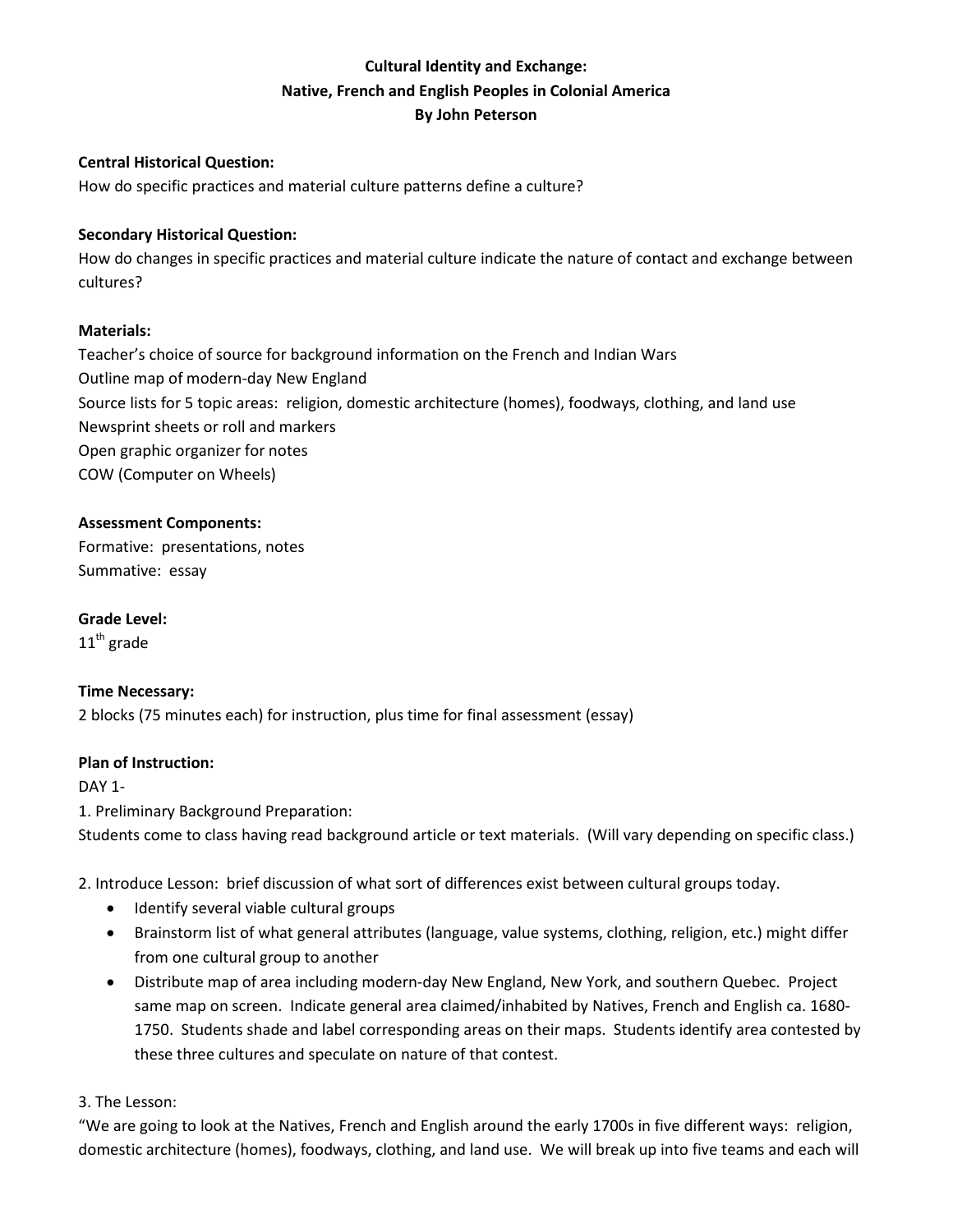**Cultural Identity and Exchange:**
**Native, French and English Peoples in Colonial America**
**By John Peterson**

**Central Historical Question:**
How do specific practices and material culture patterns define a culture?

**Secondary Historical Question:**
How do changes in specific practices and material culture indicate the nature of contact and exchange between cultures?

**Materials:**
Teacher's choice of source for background information on the French and Indian Wars
Outline map of modern-day New England
Source lists for 5 topic areas: religion, domestic architecture (homes), foodways, clothing, and land use
Newsprint sheets or roll and markers
Open graphic organizer for notes
COW (Computer on Wheels)

**Assessment Components:**
Formative: presentations, notes
Summative: essay

**Grade Level:**
11th grade

**Time Necessary:**
2 blocks (75 minutes each) for instruction, plus time for final assessment (essay)

**Plan of Instruction:**
DAY 1-
1. Preliminary Background Preparation:
Students come to class having read background article or text materials. (Will vary depending on specific class.)

2. Introduce Lesson: brief discussion of what sort of differences exist between cultural groups today.

- Identify several viable cultural groups
- Brainstorm list of what general attributes (language, value systems, clothing, religion, etc.) might differ from one cultural group to another
- Distribute map of area including modern-day New England, New York, and southern Quebec. Project same map on screen. Indicate general area claimed/inhabited by Natives, French and English ca. 1680-1750. Students shade and label corresponding areas on their maps. Students identify area contested by these three cultures and speculate on nature of that contest.

3. The Lesson:
"We are going to look at the Natives, French and English around the early 1700s in five different ways: religion, domestic architecture (homes), foodways, clothing, and land use. We will break up into five teams and each will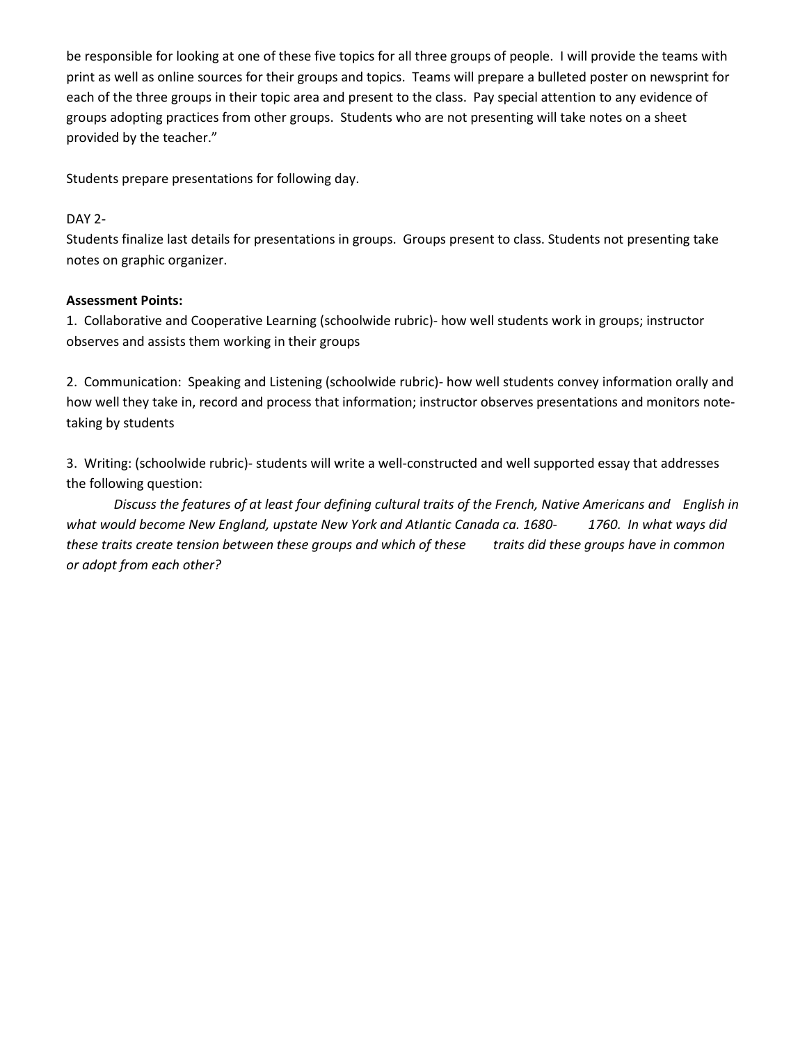be responsible for looking at one of these five topics for all three groups of people. I will provide the teams with print as well as online sources for their groups and topics. Teams will prepare a bulleted poster on newsprint for each of the three groups in their topic area and present to the class. Pay special attention to any evidence of groups adopting practices from other groups. Students who are not presenting will take notes on a sheet provided by the teacher."

Students prepare presentations for following day.

DAY 2-

Students finalize last details for presentations in groups. Groups present to class. Students not presenting take notes on graphic organizer.

**Assessment Points:**

1. Collaborative and Cooperative Learning (schoolwide rubric)- how well students work in groups; instructor observes and assists them working in their groups

2. Communication: Speaking and Listening (schoolwide rubric)- how well students convey information orally and how well they take in, record and process that information; instructor observes presentations and monitors note-taking by students

3. Writing: (schoolwide rubric)- students will write a well-constructed and well supported essay that addresses the following question:

*Discuss the features of at least four defining cultural traits of the French, Native Americans and English in what would become New England, upstate New York and Atlantic Canada ca. 1680- 1760. In what ways did these traits create tension between these groups and which of these traits did these groups have in common or adopt from each other?*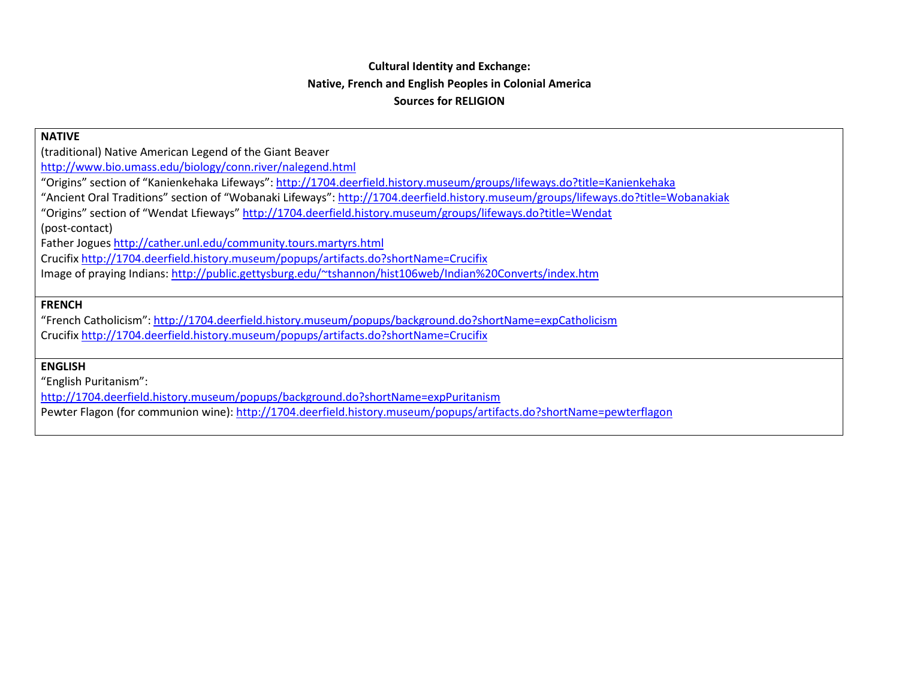**Cultural Identity and Exchange:**

**Native, French and English Peoples in Colonial America**

**Sources for RELIGION**

**NATIVE**

(traditional) Native American Legend of the Giant Beaver

http://www.bio.umass.edu/biology/conn.river/nalegend.html

"Origins" section of "Kanienkehaka Lifeways": http://1704.deerfield.history.museum/groups/lifeways.do?title=Kanienkehaka

"Ancient Oral Traditions" section of "Wobanaki Lifeways": http://1704.deerfield.history.museum/groups/lifeways.do?title=Wobanakiak

"Origins" section of "Wendat Lfieways" http://1704.deerfield.history.museum/groups/lifeways.do?title=Wendat

(post-contact)

Father Jogues http://cather.unl.edu/community.tours.martyrs.html

Crucifix http://1704.deerfield.history.museum/popups/artifacts.do?shortName=Crucifix

Image of praying Indians: http://public.gettysburg.edu/~tshannon/hist106web/Indian%20Converts/index.htm

**FRENCH**

"French Catholicism": http://1704.deerfield.history.museum/popups/background.do?shortName=expCatholicism

Crucifix http://1704.deerfield.history.museum/popups/artifacts.do?shortName=Crucifix

**ENGLISH**

"English Puritanism":

http://1704.deerfield.history.museum/popups/background.do?shortName=expPuritanism

Pewter Flagon (for communion wine): http://1704.deerfield.history.museum/popups/artifacts.do?shortName=pewterflagon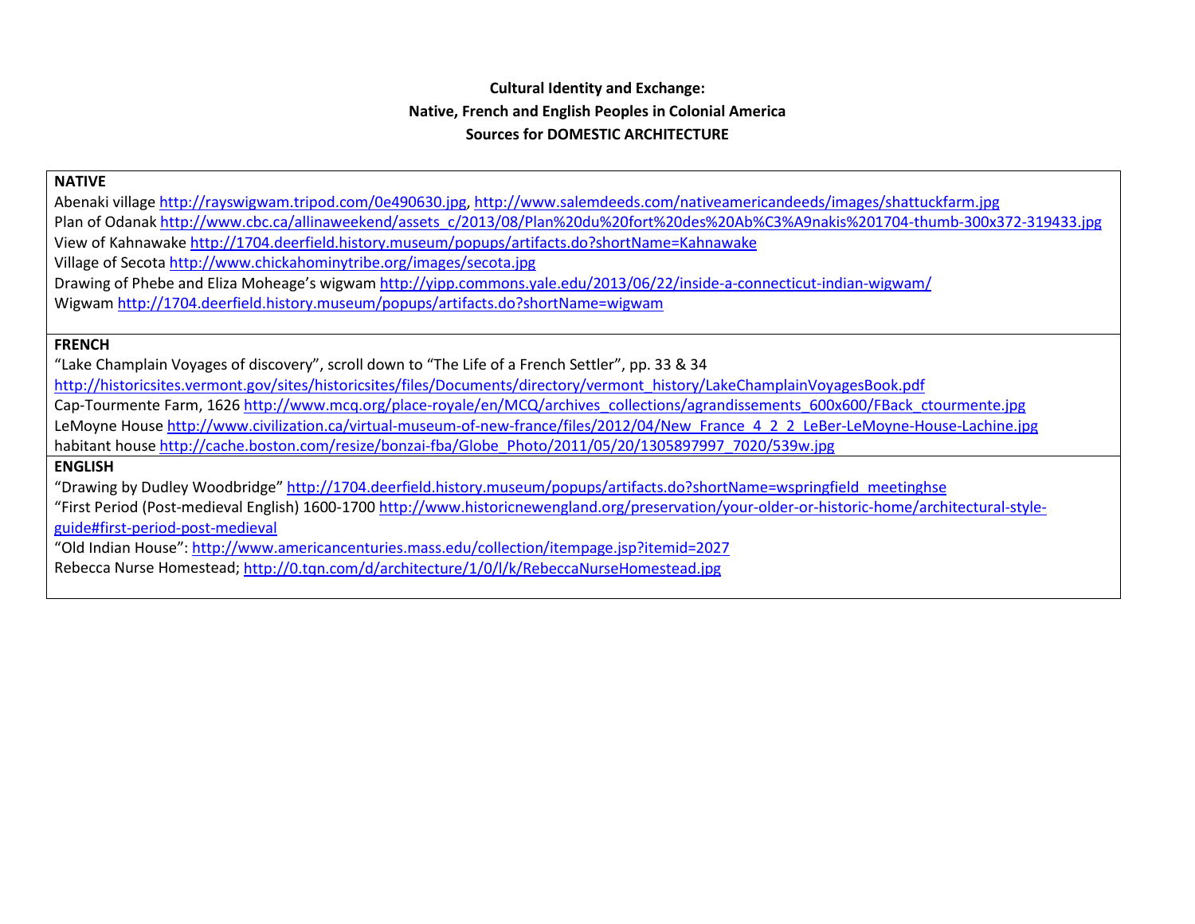**Cultural Identity and Exchange:**
**Native, French and English Peoples in Colonial America**
**Sources for DOMESTIC ARCHITECTURE**

**NATIVE**

Abenaki village http://rayswigwam.tripod.com/0e490630.jpg, http://www.salemdeeds.com/nativeamericandeeds/images/shattuckfarm.jpg
Plan of Odanak http://www.cbc.ca/allinaweekend/assets_c/2013/08/Plan%20du%20fort%20des%20Ab%C3%A9nakis%201704-thumb-300x372-319433.jpg
View of Kahnawake http://1704.deerfield.history.museum/popups/artifacts.do?shortName=Kahnawake
Village of Secota http://www.chickahominytribe.org/images/secota.jpg
Drawing of Phebe and Eliza Moheage's wigwam http://yipp.commons.yale.edu/2013/06/22/inside-a-connecticut-indian-wigwam/
Wigwam http://1704.deerfield.history.museum/popups/artifacts.do?shortName=wigwam

**FRENCH**

"Lake Champlain Voyages of discovery", scroll down to "The Life of a French Settler", pp. 33 & 34
http://historicsites.vermont.gov/sites/historicsites/files/Documents/directory/vermont_history/LakeChamplainVoyagesBook.pdf
Cap-Tourmente Farm, 1626 http://www.mcq.org/place-royale/en/MCQ/archives_collections/agrandissements_600x600/FBack_ctourmente.jpg
LeMoyne House http://www.civilization.ca/virtual-museum-of-new-france/files/2012/04/New_France_4_2_2_LeBer-LeMoyne-House-Lachine.jpg
habitant house http://cache.boston.com/resize/bonzai-fba/Globe_Photo/2011/05/20/1305897997_7020/539w.jpg

**ENGLISH**

"Drawing by Dudley Woodbridge" http://1704.deerfield.history.museum/popups/artifacts.do?shortName=wspringfield_meetinghse
"First Period (Post-medieval English) 1600-1700 http://www.historicnewengland.org/preservation/your-older-or-historic-home/architectural-style-guide#first-period-post-medieval
"Old Indian House": http://www.americancenturies.mass.edu/collection/itempage.jsp?itemid=2027
Rebecca Nurse Homestead; http://0.tqn.com/d/architecture/1/0/l/k/RebeccaNurseHomestead.jpg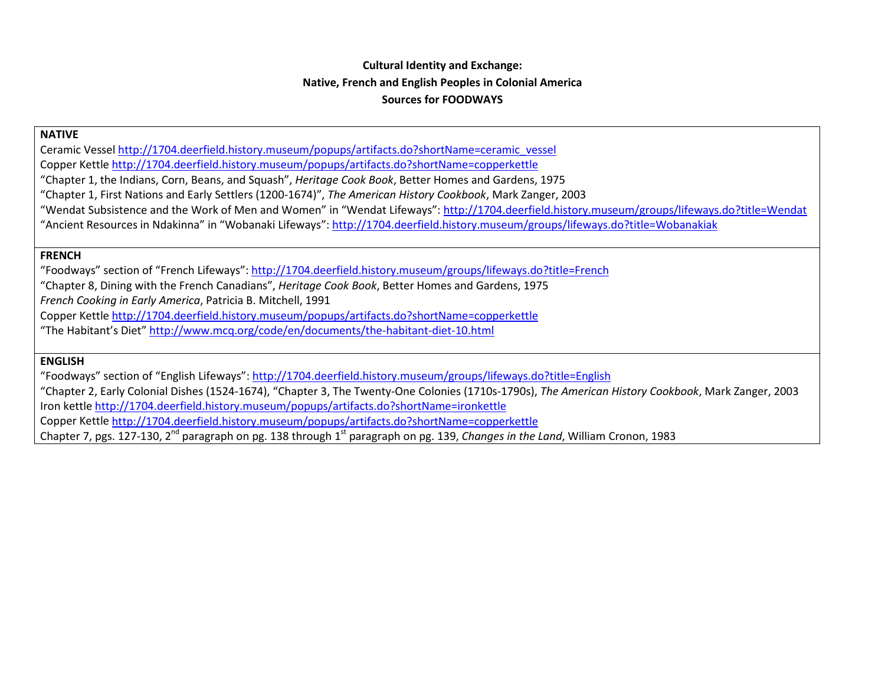**Cultural Identity and Exchange:**
**Native, French and English Peoples in Colonial America**
**Sources for FOODWAYS**

**NATIVE**

Ceramic Vessel http://1704.deerfield.history.museum/popups/artifacts.do?shortName=ceramic_vessel
Copper Kettle http://1704.deerfield.history.museum/popups/artifacts.do?shortName=copperkettle
"Chapter 1, the Indians, Corn, Beans, and Squash", *Heritage Cook Book*, Better Homes and Gardens, 1975
"Chapter 1, First Nations and Early Settlers (1200-1674)", *The American History Cookbook*, Mark Zanger, 2003
"Wendat Subsistence and the Work of Men and Women" in "Wendat Lifeways": http://1704.deerfield.history.museum/groups/lifeways.do?title=Wendat
"Ancient Resources in Ndakinna" in "Wobanaki Lifeways": http://1704.deerfield.history.museum/groups/lifeways.do?title=Wobanakiak

**FRENCH**

"Foodways" section of "French Lifeways": http://1704.deerfield.history.museum/groups/lifeways.do?title=French
"Chapter 8, Dining with the French Canadians", *Heritage Cook Book*, Better Homes and Gardens, 1975
*French Cooking in Early America*, Patricia B. Mitchell, 1991
Copper Kettle http://1704.deerfield.history.museum/popups/artifacts.do?shortName=copperkettle
"The Habitant's Diet" http://www.mcq.org/code/en/documents/the-habitant-diet-10.html

**ENGLISH**

"Foodways" section of "English Lifeways": http://1704.deerfield.history.museum/groups/lifeways.do?title=English
"Chapter 2, Early Colonial Dishes (1524-1674), "Chapter 3, The Twenty-One Colonies (1710s-1790s), *The American History Cookbook*, Mark Zanger, 2003
Iron kettle http://1704.deerfield.history.museum/popups/artifacts.do?shortName=ironkettle
Copper Kettle http://1704.deerfield.history.museum/popups/artifacts.do?shortName=copperkettle
Chapter 7, pgs. 127-130, 2nd paragraph on pg. 138 through 1st paragraph on pg. 139, *Changes in the Land*, William Cronon, 1983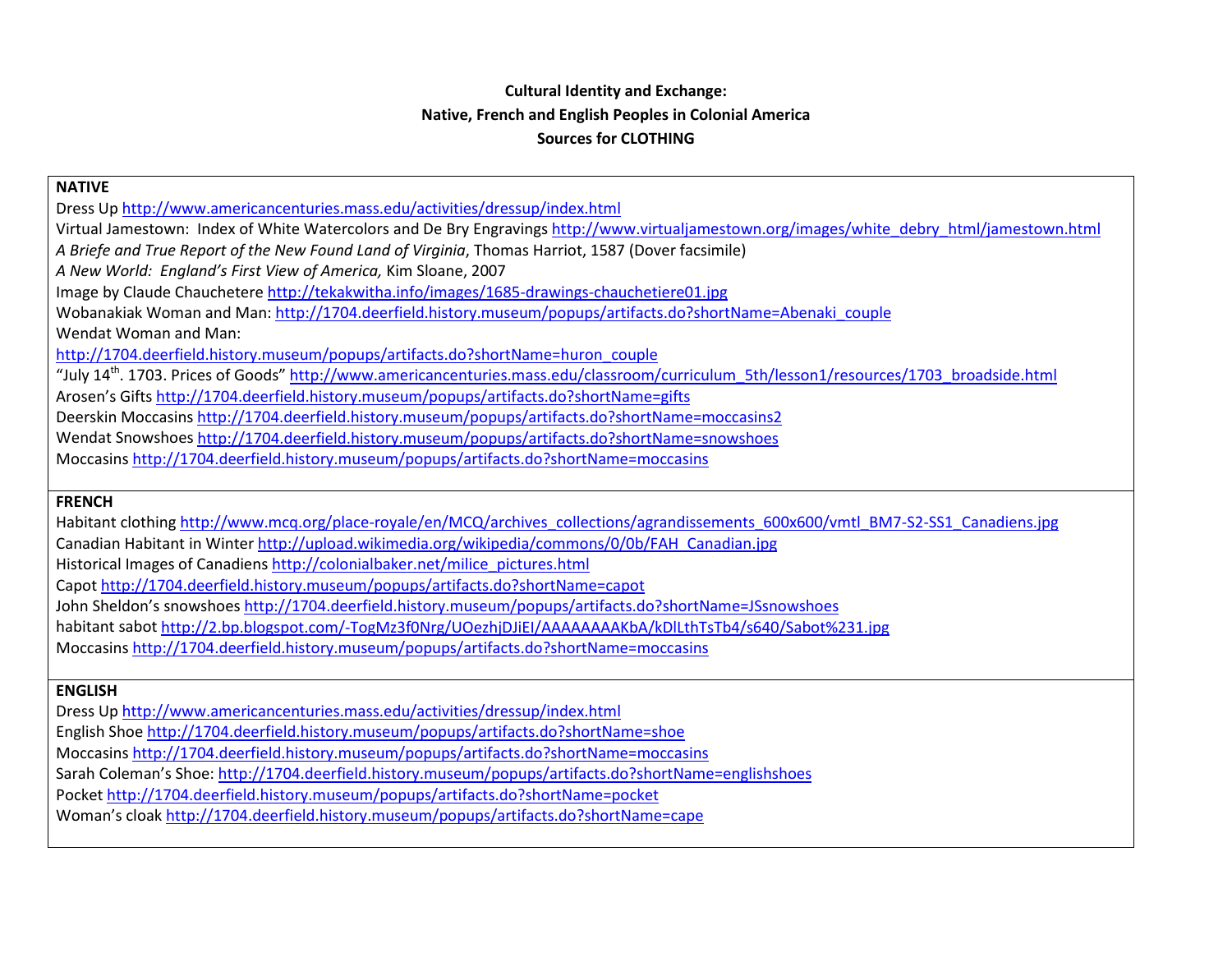**Cultural Identity and Exchange:**
**Native, French and English Peoples in Colonial America**
**Sources for CLOTHING**

**NATIVE**

Dress Up http://www.americancenturies.mass.edu/activities/dressup/index.html

Virtual Jamestown: Index of White Watercolors and De Bry Engravings http://www.virtualjamestown.org/images/white_debry_html/jamestown.html

*A Briefe and True Report of the New Found Land of Virginia*, Thomas Harriot, 1587 (Dover facsimile)

*A New World: England's First View of America,* Kim Sloane, 2007

Image by Claude Chauchetere http://tekakwitha.info/images/1685-drawings-chauchetiere01.jpg

Wobanakiak Woman and Man: http://1704.deerfield.history.museum/popups/artifacts.do?shortName=Abenaki_couple

Wendat Woman and Man:
http://1704.deerfield.history.museum/popups/artifacts.do?shortName=huron_couple

"July 14th. 1703. Prices of Goods" http://www.americancenturies.mass.edu/classroom/curriculum_5th/lesson1/resources/1703_broadside.html

Arosen's Gifts http://1704.deerfield.history.museum/popups/artifacts.do?shortName=gifts

Deerskin Moccasins http://1704.deerfield.history.museum/popups/artifacts.do?shortName=moccasins2

Wendat Snowshoes http://1704.deerfield.history.museum/popups/artifacts.do?shortName=snowshoes

Moccasins http://1704.deerfield.history.museum/popups/artifacts.do?shortName=moccasins

**FRENCH**

Habitant clothing http://www.mcq.org/place-royale/en/MCQ/archives_collections/agrandissements_600x600/vmtl_BM7-S2-SS1_Canadiens.jpg

Canadian Habitant in Winter http://upload.wikimedia.org/wikipedia/commons/0/0b/FAH_Canadian.jpg

Historical Images of Canadiens http://colonialbaker.net/milice_pictures.html

Capot http://1704.deerfield.history.museum/popups/artifacts.do?shortName=capot

John Sheldon's snowshoes http://1704.deerfield.history.museum/popups/artifacts.do?shortName=JSsnowshoes

habitant sabot http://2.bp.blogspot.com/-TogMz3f0Nrg/UOezhjDJiEI/AAAAAAAAKbA/kDlLthTsTb4/s640/Sabot%231.jpg

Moccasins http://1704.deerfield.history.museum/popups/artifacts.do?shortName=moccasins

**ENGLISH**

Dress Up http://www.americancenturies.mass.edu/activities/dressup/index.html

English Shoe http://1704.deerfield.history.museum/popups/artifacts.do?shortName=shoe

Moccasins http://1704.deerfield.history.museum/popups/artifacts.do?shortName=moccasins

Sarah Coleman's Shoe: http://1704.deerfield.history.museum/popups/artifacts.do?shortName=englishshoes

Pocket http://1704.deerfield.history.museum/popups/artifacts.do?shortName=pocket

Woman's cloak http://1704.deerfield.history.museum/popups/artifacts.do?shortName=cape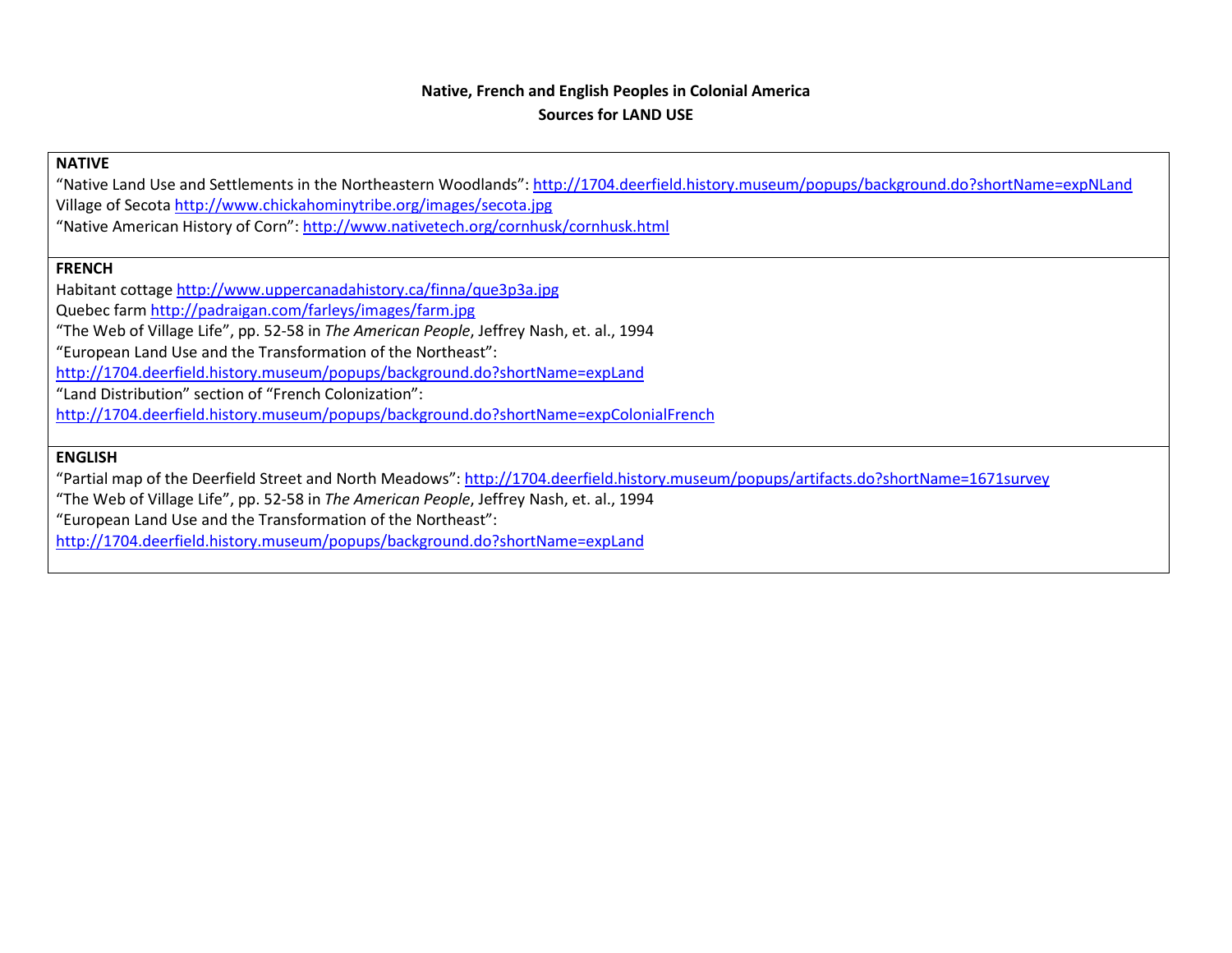**Native, French and English Peoples in Colonial America**
**Sources for LAND USE**

**NATIVE**

"Native Land Use and Settlements in the Northeastern Woodlands": http://1704.deerfield.history.museum/popups/background.do?shortName=expNLand
Village of Secota http://www.chickahominytribe.org/images/secota.jpg
"Native American History of Corn": http://www.nativetech.org/cornhusk/cornhusk.html

**FRENCH**

Habitant cottage http://www.uppercanadahistory.ca/finna/que3p3a.jpg
Quebec farm http://padraigan.com/farleys/images/farm.jpg
"The Web of Village Life", pp. 52-58 in *The American People*, Jeffrey Nash, et. al., 1994
"European Land Use and the Transformation of the Northeast":
http://1704.deerfield.history.museum/popups/background.do?shortName=expLand
"Land Distribution" section of "French Colonization":
http://1704.deerfield.history.museum/popups/background.do?shortName=expColonialFrench

**ENGLISH**

"Partial map of the Deerfield Street and North Meadows": http://1704.deerfield.history.museum/popups/artifacts.do?shortName=1671survey
"The Web of Village Life", pp. 52-58 in *The American People*, Jeffrey Nash, et. al., 1994
"European Land Use and the Transformation of the Northeast":
http://1704.deerfield.history.museum/popups/background.do?shortName=expLand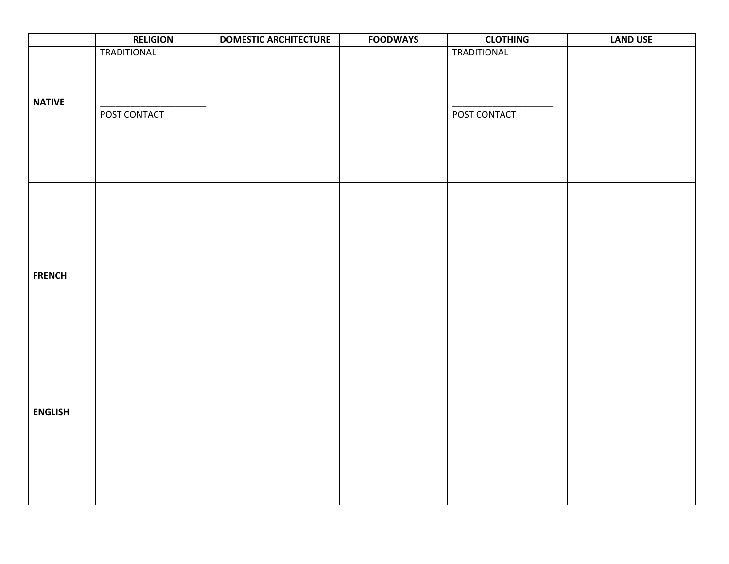| | RELIGION | DOMESTIC ARCHITECTURE | FOODWAYS | CLOTHING | LAND USE |
|---|---|---|---|---|---|
| **NATIVE** | TRADITIONAL<br>______________________<br>POST CONTACT | | | TRADITIONAL<br>_____________________<br>POST CONTACT | |
| **FRENCH** | | | | | |
| **ENGLISH** | | | | | |